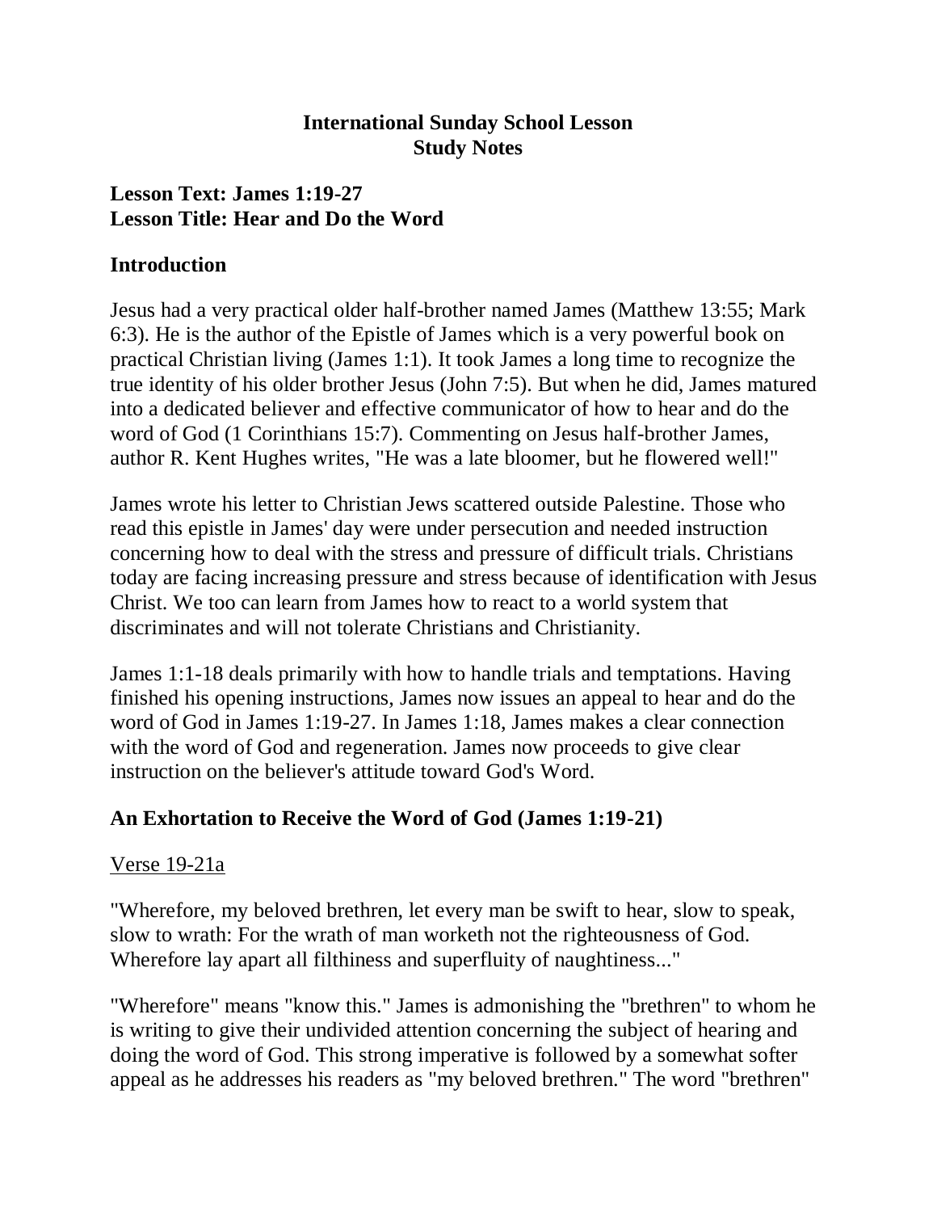**International Sunday School Lesson**
**Study Notes**

**Lesson Text: James 1:19-27**
**Lesson Title: Hear and Do the Word**

## Introduction

Jesus had a very practical older half-brother named James (Matthew 13:55; Mark 6:3). He is the author of the Epistle of James which is a very powerful book on practical Christian living (James 1:1). It took James a long time to recognize the true identity of his older brother Jesus (John 7:5). But when he did, James matured into a dedicated believer and effective communicator of how to hear and do the word of God (1 Corinthians 15:7). Commenting on Jesus half-brother James, author R. Kent Hughes writes, "He was a late bloomer, but he flowered well!"

James wrote his letter to Christian Jews scattered outside Palestine. Those who read this epistle in James' day were under persecution and needed instruction concerning how to deal with the stress and pressure of difficult trials. Christians today are facing increasing pressure and stress because of identification with Jesus Christ. We too can learn from James how to react to a world system that discriminates and will not tolerate Christians and Christianity.

James 1:1-18 deals primarily with how to handle trials and temptations. Having finished his opening instructions, James now issues an appeal to hear and do the word of God in James 1:19-27. In James 1:18, James makes a clear connection with the word of God and regeneration. James now proceeds to give clear instruction on the believer's attitude toward God's Word.

## An Exhortation to Receive the Word of God (James 1:19-21)

<u>Verse 19-21a</u>

"Wherefore, my beloved brethren, let every man be swift to hear, slow to speak, slow to wrath: For the wrath of man worketh not the righteousness of God. Wherefore lay apart all filthiness and superfluity of naughtiness..."

"Wherefore" means "know this." James is admonishing the "brethren" to whom he is writing to give their undivided attention concerning the subject of hearing and doing the word of God. This strong imperative is followed by a somewhat softer appeal as he addresses his readers as "my beloved brethren." The word "brethren"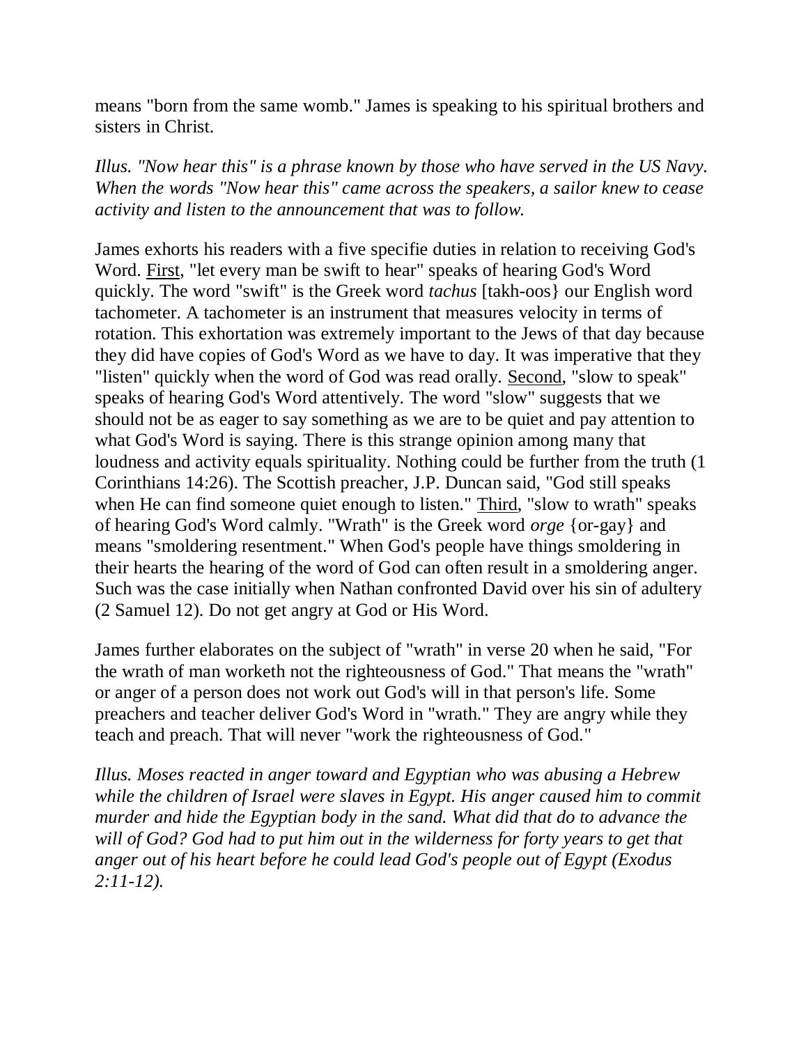means "born from the same womb." James is speaking to his spiritual brothers and sisters in Christ.

*Illus. "Now hear this" is a phrase known by those who have served in the US Navy. When the words "Now hear this" came across the speakers, a sailor knew to cease activity and listen to the announcement that was to follow.*

James exhorts his readers with a five specifie duties in relation to receiving God's Word. <u>First</u>, "let every man be swift to hear" speaks of hearing God's Word quickly. The word "swift" is the Greek word *tachus* [takh-oos} our English word tachometer. A tachometer is an instrument that measures velocity in terms of rotation. This exhortation was extremely important to the Jews of that day because they did have copies of God's Word as we have to day. It was imperative that they "listen" quickly when the word of God was read orally. <u>Second</u>, "slow to speak" speaks of hearing God's Word attentively. The word "slow" suggests that we should not be as eager to say something as we are to be quiet and pay attention to what God's Word is saying. There is this strange opinion among many that loudness and activity equals spirituality. Nothing could be further from the truth (1 Corinthians 14:26). The Scottish preacher, J.P. Duncan said, "God still speaks when He can find someone quiet enough to listen." <u>Third</u>, "slow to wrath" speaks of hearing God's Word calmly. "Wrath" is the Greek word *orge* {or-gay} and means "smoldering resentment." When God's people have things smoldering in their hearts the hearing of the word of God can often result in a smoldering anger. Such was the case initially when Nathan confronted David over his sin of adultery (2 Samuel 12). Do not get angry at God or His Word.

James further elaborates on the subject of "wrath" in verse 20 when he said, "For the wrath of man worketh not the righteousness of God." That means the "wrath" or anger of a person does not work out God's will in that person's life. Some preachers and teacher deliver God's Word in "wrath." They are angry while they teach and preach. That will never "work the righteousness of God."

*Illus. Moses reacted in anger toward and Egyptian who was abusing a Hebrew while the children of Israel were slaves in Egypt. His anger caused him to commit murder and hide the Egyptian body in the sand. What did that do to advance the will of God? God had to put him out in the wilderness for forty years to get that anger out of his heart before he could lead God's people out of Egypt (Exodus 2:11-12).*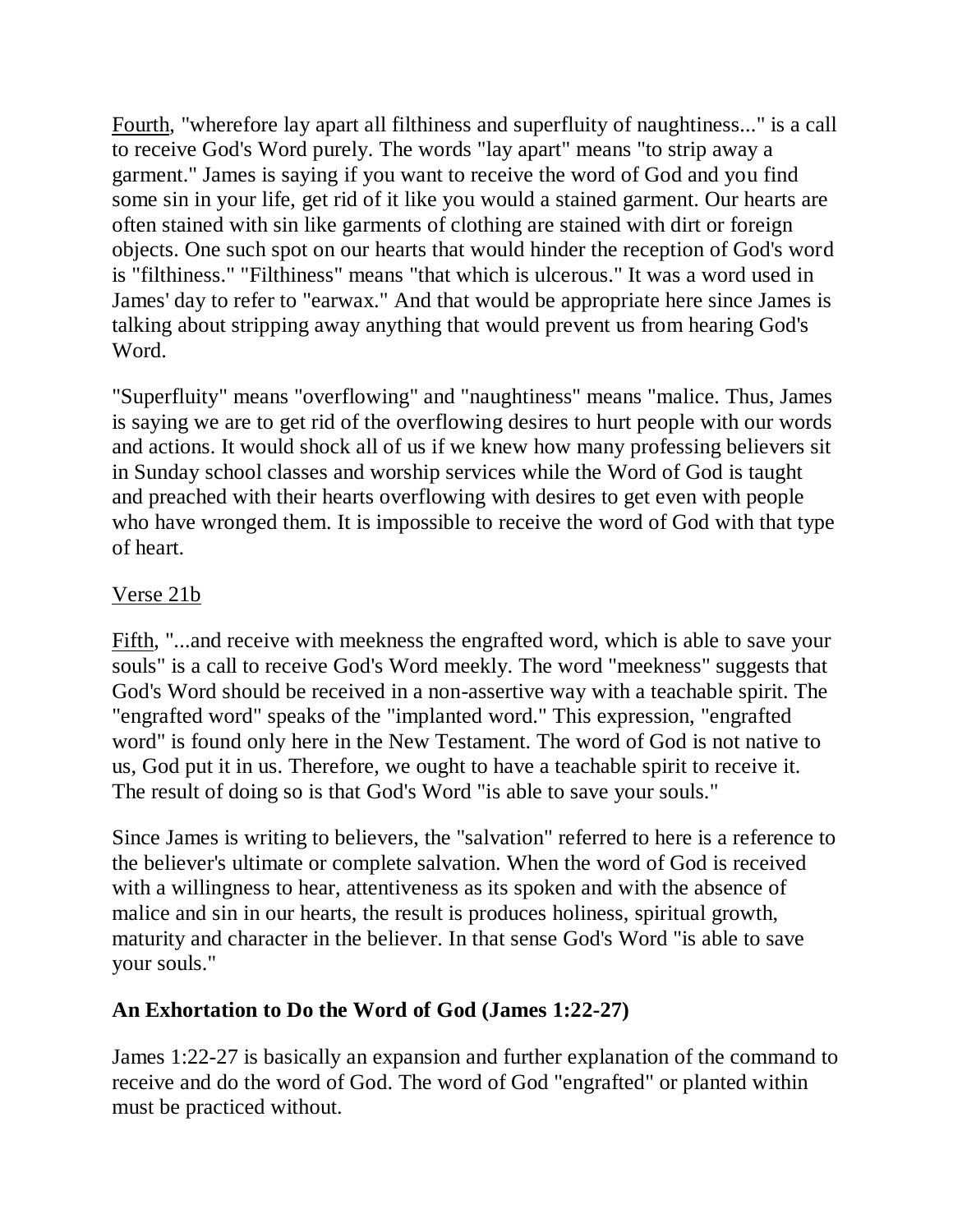<u>Fourth</u>, "wherefore lay apart all filthiness and superfluity of naughtiness..." is a call to receive God's Word purely. The words "lay apart" means "to strip away a garment." James is saying if you want to receive the word of God and you find some sin in your life, get rid of it like you would a stained garment. Our hearts are often stained with sin like garments of clothing are stained with dirt or foreign objects. One such spot on our hearts that would hinder the reception of God's word is "filthiness." "Filthiness" means "that which is ulcerous." It was a word used in James' day to refer to "earwax." And that would be appropriate here since James is talking about stripping away anything that would prevent us from hearing God's Word.

"Superfluity" means "overflowing" and "naughtiness" means "malice. Thus, James is saying we are to get rid of the overflowing desires to hurt people with our words and actions. It would shock all of us if we knew how many professing believers sit in Sunday school classes and worship services while the Word of God is taught and preached with their hearts overflowing with desires to get even with people who have wronged them. It is impossible to receive the word of God with that type of heart.

<u>Verse 21b</u>

<u>Fifth</u>, "...and receive with meekness the engrafted word, which is able to save your souls" is a call to receive God's Word meekly. The word "meekness" suggests that God's Word should be received in a non-assertive way with a teachable spirit. The "engrafted word" speaks of the "implanted word." This expression, "engrafted word" is found only here in the New Testament. The word of God is not native to us, God put it in us. Therefore, we ought to have a teachable spirit to receive it. The result of doing so is that God's Word "is able to save your souls."

Since James is writing to believers, the "salvation" referred to here is a reference to the believer's ultimate or complete salvation. When the word of God is received with a willingness to hear, attentiveness as its spoken and with the absence of malice and sin in our hearts, the result is produces holiness, spiritual growth, maturity and character in the believer. In that sense God's Word "is able to save your souls."

**An Exhortation to Do the Word of God (James 1:22-27)**

James 1:22-27 is basically an expansion and further explanation of the command to receive and do the word of God. The word of God "engrafted" or planted within must be practiced without.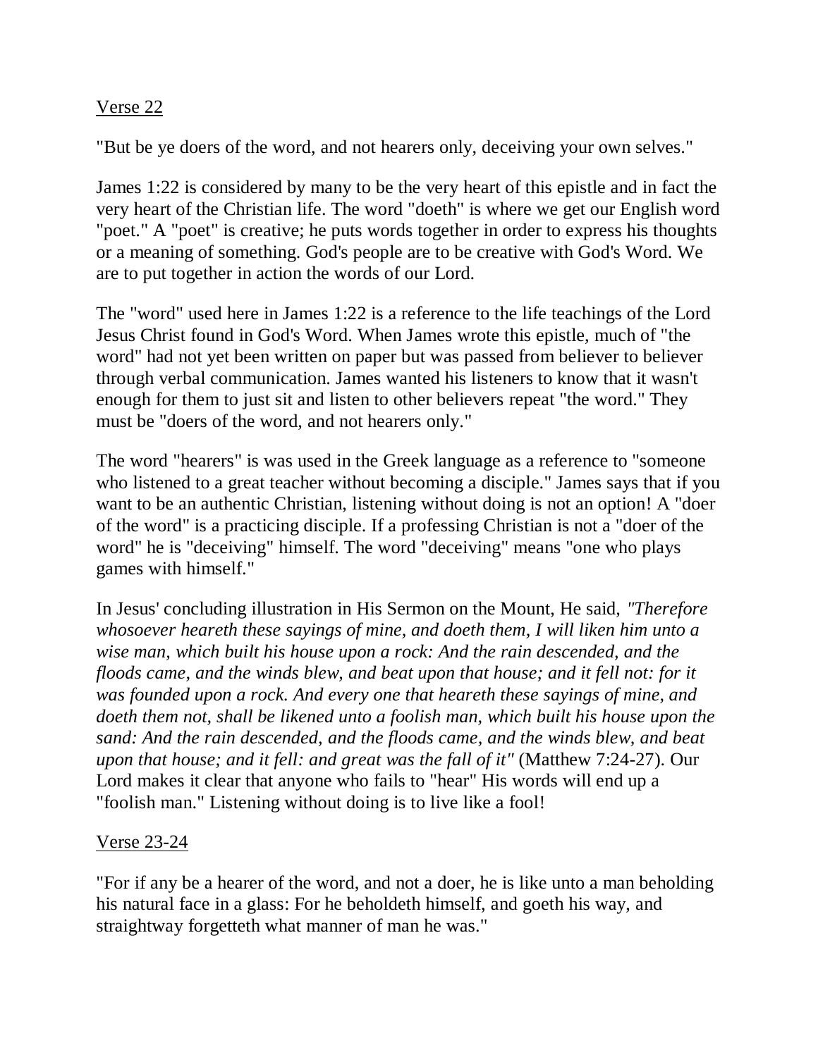<u>Verse 22</u>

"But be ye doers of the word, and not hearers only, deceiving your own selves."

James 1:22 is considered by many to be the very heart of this epistle and in fact the very heart of the Christian life. The word "doeth" is where we get our English word "poet." A "poet" is creative; he puts words together in order to express his thoughts or a meaning of something. God's people are to be creative with God's Word. We are to put together in action the words of our Lord.

The "word" used here in James 1:22 is a reference to the life teachings of the Lord Jesus Christ found in God's Word. When James wrote this epistle, much of "the word" had not yet been written on paper but was passed from believer to believer through verbal communication. James wanted his listeners to know that it wasn't enough for them to just sit and listen to other believers repeat "the word." They must be "doers of the word, and not hearers only."

The word "hearers" is was used in the Greek language as a reference to "someone who listened to a great teacher without becoming a disciple." James says that if you want to be an authentic Christian, listening without doing is not an option! A "doer of the word" is a practicing disciple. If a professing Christian is not a "doer of the word" he is "deceiving" himself. The word "deceiving" means "one who plays games with himself."

In Jesus' concluding illustration in His Sermon on the Mount, He said, *"Therefore whosoever heareth these sayings of mine, and doeth them, I will liken him unto a wise man, which built his house upon a rock: And the rain descended, and the floods came, and the winds blew, and beat upon that house; and it fell not: for it was founded upon a rock. And every one that heareth these sayings of mine, and doeth them not, shall be likened unto a foolish man, which built his house upon the sand: And the rain descended, and the floods came, and the winds blew, and beat upon that house; and it fell: and great was the fall of it"* (Matthew 7:24-27). Our Lord makes it clear that anyone who fails to "hear" His words will end up a "foolish man." Listening without doing is to live like a fool!

<u>Verse 23-24</u>

"For if any be a hearer of the word, and not a doer, he is like unto a man beholding his natural face in a glass: For he beholdeth himself, and goeth his way, and straightway forgetteth what manner of man he was."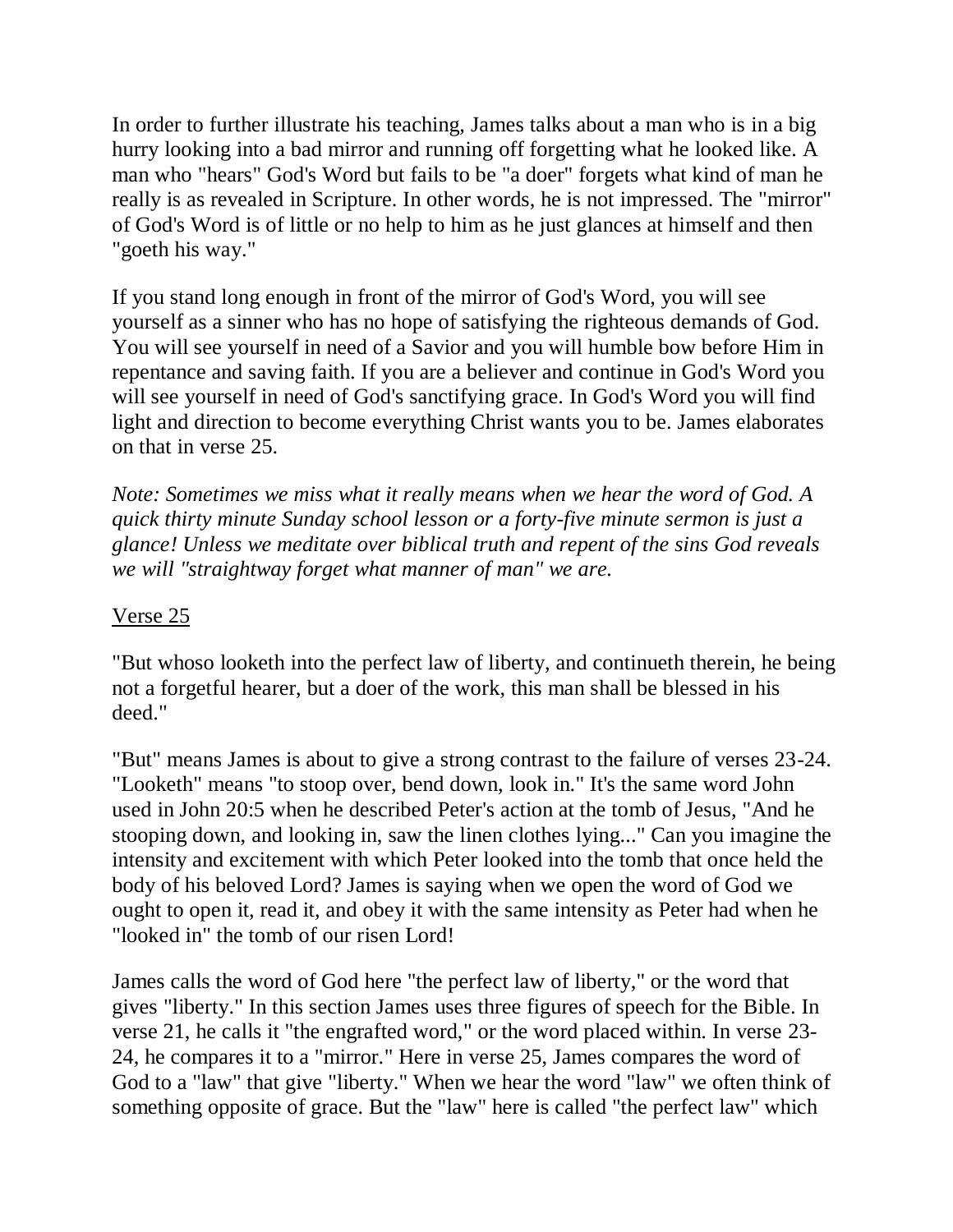In order to further illustrate his teaching, James talks about a man who is in a big hurry looking into a bad mirror and running off forgetting what he looked like. A man who "hears" God's Word but fails to be "a doer" forgets what kind of man he really is as revealed in Scripture. In other words, he is not impressed. The "mirror" of God's Word is of little or no help to him as he just glances at himself and then "goeth his way."

If you stand long enough in front of the mirror of God's Word, you will see yourself as a sinner who has no hope of satisfying the righteous demands of God. You will see yourself in need of a Savior and you will humble bow before Him in repentance and saving faith. If you are a believer and continue in God's Word you will see yourself in need of God's sanctifying grace. In God's Word you will find light and direction to become everything Christ wants you to be. James elaborates on that in verse 25.

*Note: Sometimes we miss what it really means when we hear the word of God. A quick thirty minute Sunday school lesson or a forty-five minute sermon is just a glance! Unless we meditate over biblical truth and repent of the sins God reveals we will "straightway forget what manner of man" we are.*

<u>Verse 25</u>

"But whoso looketh into the perfect law of liberty, and continueth therein, he being not a forgetful hearer, but a doer of the work, this man shall be blessed in his deed."

"But" means James is about to give a strong contrast to the failure of verses 23-24. "Looketh" means "to stoop over, bend down, look in." It's the same word John used in John 20:5 when he described Peter's action at the tomb of Jesus, "And he stooping down, and looking in, saw the linen clothes lying..." Can you imagine the intensity and excitement with which Peter looked into the tomb that once held the body of his beloved Lord? James is saying when we open the word of God we ought to open it, read it, and obey it with the same intensity as Peter had when he "looked in" the tomb of our risen Lord!

James calls the word of God here "the perfect law of liberty," or the word that gives "liberty." In this section James uses three figures of speech for the Bible. In verse 21, he calls it "the engrafted word," or the word placed within. In verse 23-24, he compares it to a "mirror." Here in verse 25, James compares the word of God to a "law" that give "liberty." When we hear the word "law" we often think of something opposite of grace. But the "law" here is called "the perfect law" which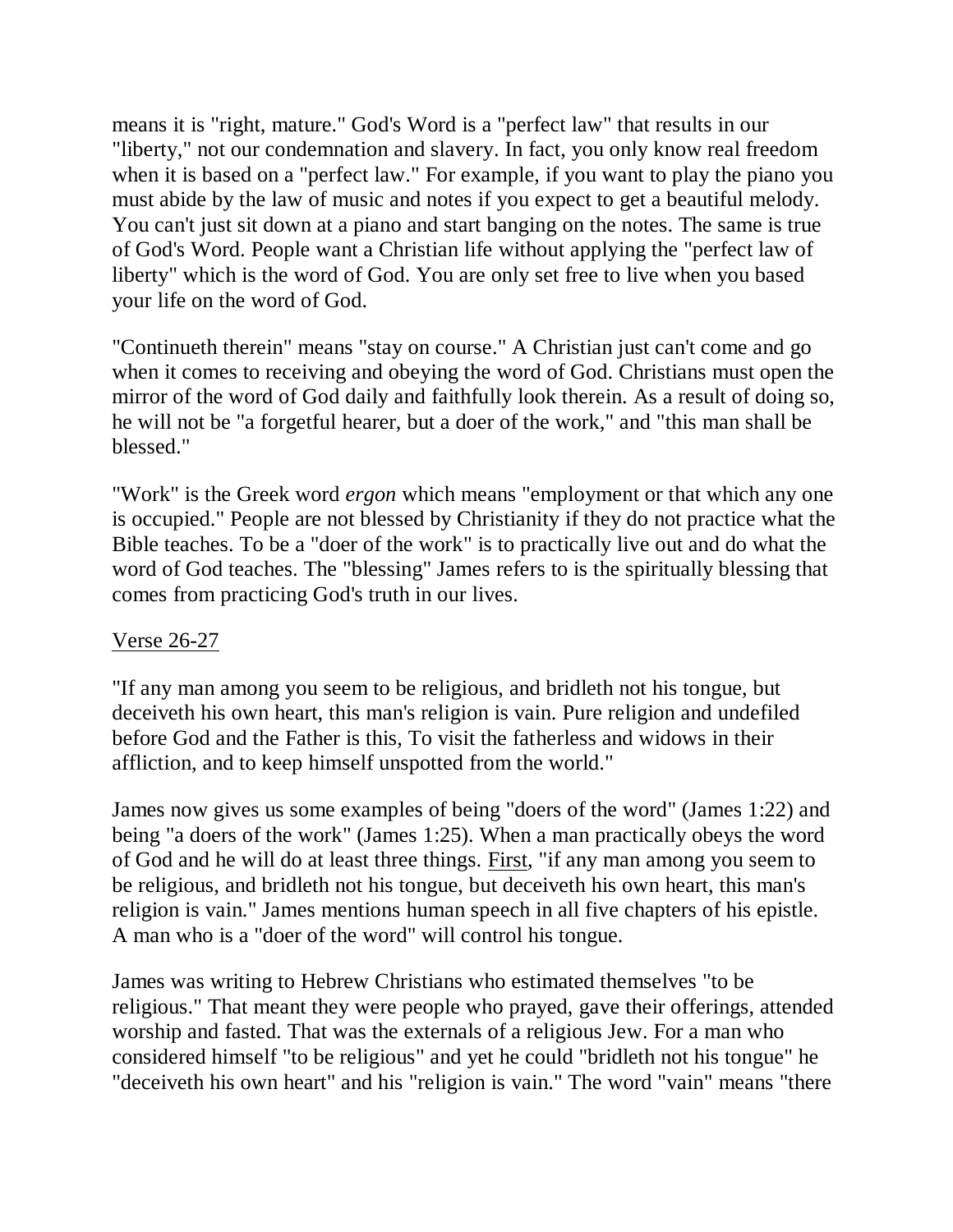means it is "right, mature." God's Word is a "perfect law" that results in our "liberty," not our condemnation and slavery. In fact, you only know real freedom when it is based on a "perfect law." For example, if you want to play the piano you must abide by the law of music and notes if you expect to get a beautiful melody. You can't just sit down at a piano and start banging on the notes. The same is true of God's Word. People want a Christian life without applying the "perfect law of liberty" which is the word of God. You are only set free to live when you based your life on the word of God.

"Continueth therein" means "stay on course." A Christian just can't come and go when it comes to receiving and obeying the word of God. Christians must open the mirror of the word of God daily and faithfully look therein. As a result of doing so, he will not be "a forgetful hearer, but a doer of the work," and "this man shall be blessed."

"Work" is the Greek word *ergon* which means "employment or that which any one is occupied." People are not blessed by Christianity if they do not practice what the Bible teaches. To be a "doer of the work" is to practically live out and do what the word of God teaches. The "blessing" James refers to is the spiritually blessing that comes from practicing God's truth in our lives.

<u>Verse 26-27</u>

"If any man among you seem to be religious, and bridleth not his tongue, but deceiveth his own heart, this man's religion is vain. Pure religion and undefiled before God and the Father is this, To visit the fatherless and widows in their affliction, and to keep himself unspotted from the world."

James now gives us some examples of being "doers of the word" (James 1:22) and being "a doers of the work" (James 1:25). When a man practically obeys the word of God and he will do at least three things. <u>First</u>, "if any man among you seem to be religious, and bridleth not his tongue, but deceiveth his own heart, this man's religion is vain." James mentions human speech in all five chapters of his epistle. A man who is a "doer of the word" will control his tongue.

James was writing to Hebrew Christians who estimated themselves "to be religious." That meant they were people who prayed, gave their offerings, attended worship and fasted. That was the externals of a religious Jew. For a man who considered himself "to be religious" and yet he could "bridleth not his tongue" he "deceiveth his own heart" and his "religion is vain." The word "vain" means "there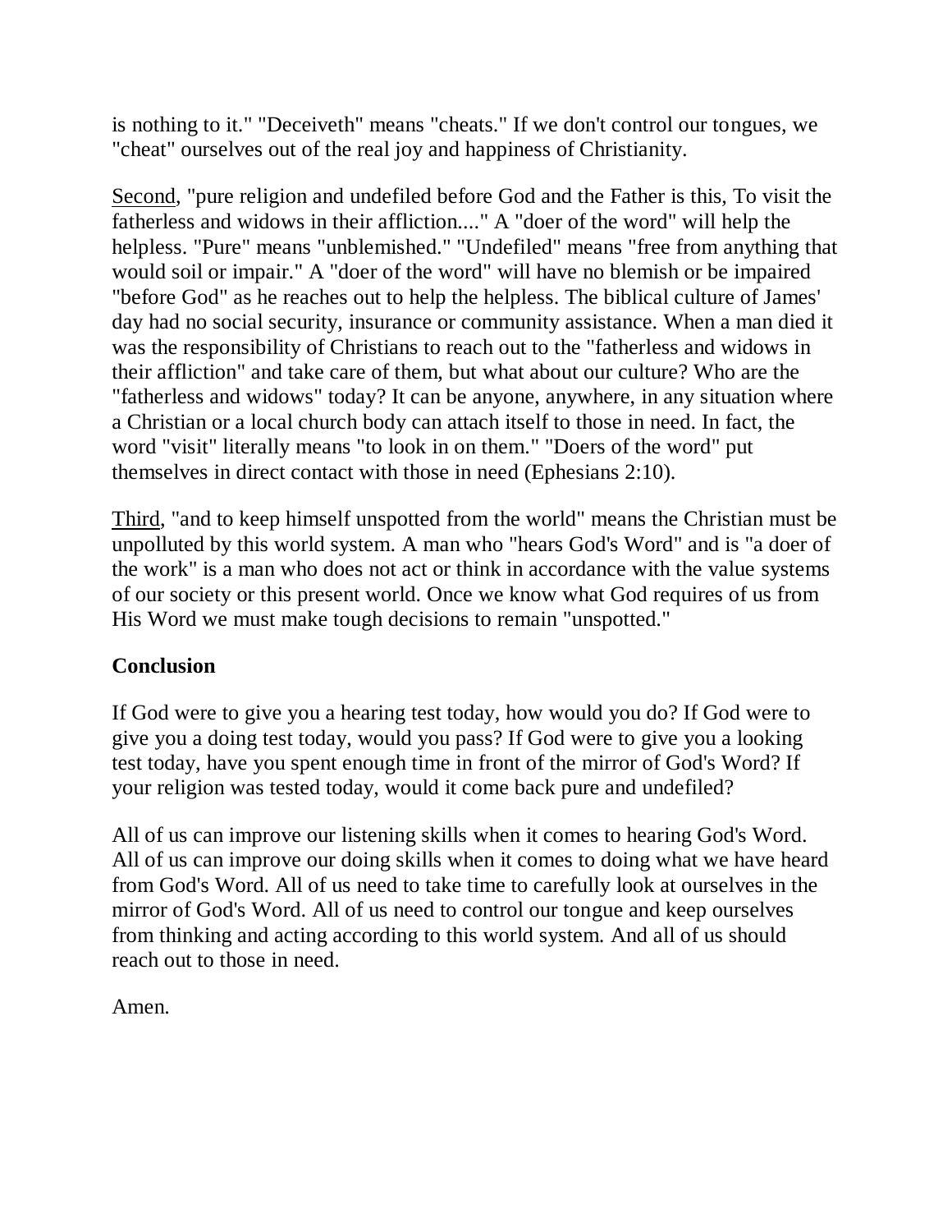is nothing to it." "Deceiveth" means "cheats." If we don't control our tongues, we "cheat" ourselves out of the real joy and happiness of Christianity.

Second, "pure religion and undefiled before God and the Father is this, To visit the fatherless and widows in their affliction...." A "doer of the word" will help the helpless. "Pure" means "unblemished." "Undefiled" means "free from anything that would soil or impair." A "doer of the word" will have no blemish or be impaired "before God" as he reaches out to help the helpless. The biblical culture of James' day had no social security, insurance or community assistance. When a man died it was the responsibility of Christians to reach out to the "fatherless and widows in their affliction" and take care of them, but what about our culture? Who are the "fatherless and widows" today? It can be anyone, anywhere, in any situation where a Christian or a local church body can attach itself to those in need. In fact, the word "visit" literally means "to look in on them." "Doers of the word" put themselves in direct contact with those in need (Ephesians 2:10).

Third, "and to keep himself unspotted from the world" means the Christian must be unpolluted by this world system. A man who "hears God's Word" and is "a doer of the work" is a man who does not act or think in accordance with the value systems of our society or this present world. Once we know what God requires of us from His Word we must make tough decisions to remain "unspotted."

**Conclusion**

If God were to give you a hearing test today, how would you do? If God were to give you a doing test today, would you pass? If God were to give you a looking test today, have you spent enough time in front of the mirror of God's Word? If your religion was tested today, would it come back pure and undefiled?

All of us can improve our listening skills when it comes to hearing God's Word. All of us can improve our doing skills when it comes to doing what we have heard from God's Word. All of us need to take time to carefully look at ourselves in the mirror of God's Word. All of us need to control our tongue and keep ourselves from thinking and acting according to this world system. And all of us should reach out to those in need.

Amen.